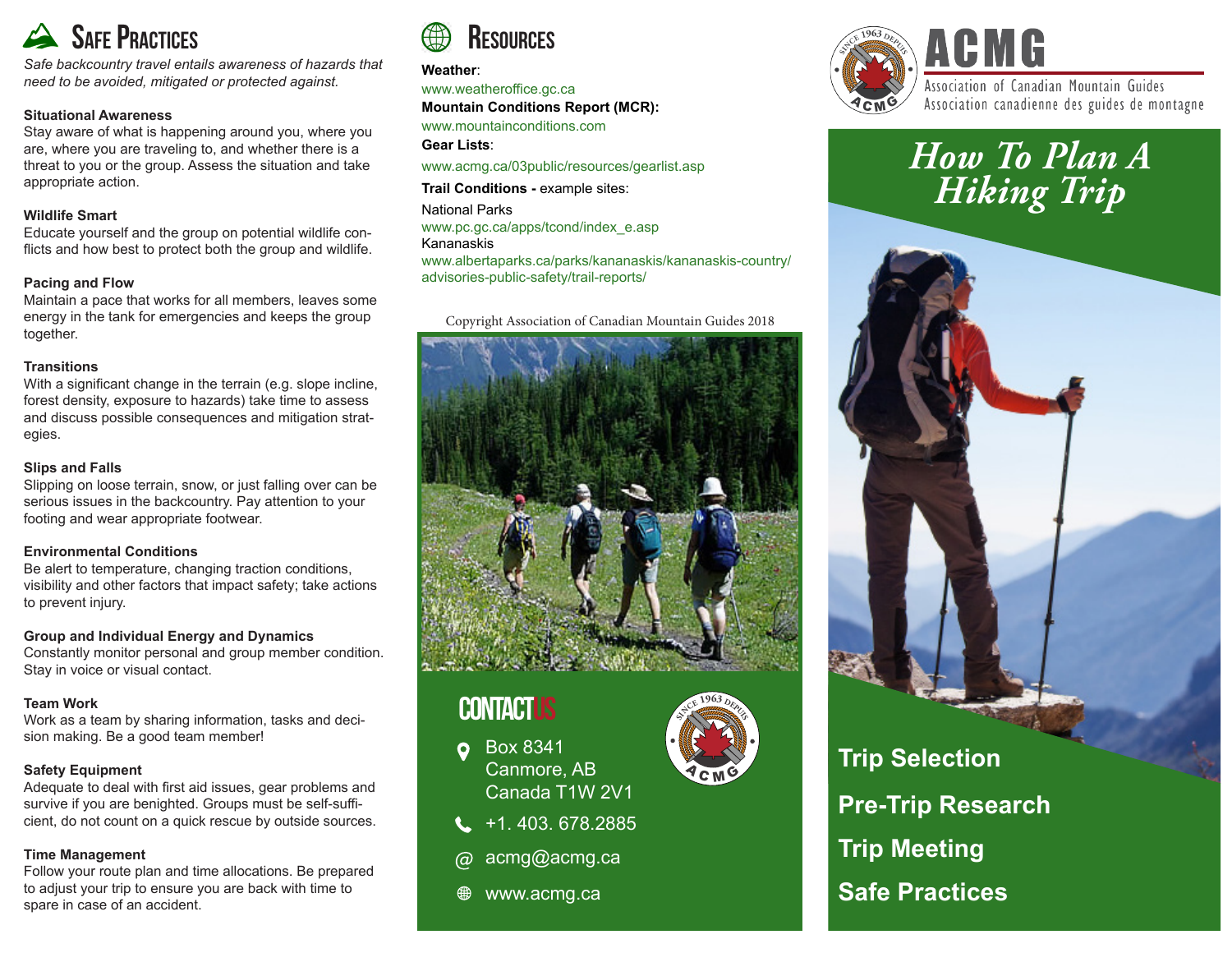# Safe Practices

*Safe backcountry travel entails awareness of hazards that need to be avoided, mitigated or protected against.*

**Situational Awareness**
Stay aware of what is happening around you, where you are, where you are traveling to, and whether there is a threat to you or the group. Assess the situation and take appropriate action.

**Wildlife Smart**
Educate yourself and the group on potential wildlife conflicts and how best to protect both the group and wildlife.

**Pacing and Flow**
Maintain a pace that works for all members, leaves some energy in the tank for emergencies and keeps the group together.

**Transitions**
With a significant change in the terrain (e.g. slope incline, forest density, exposure to hazards) take time to assess and discuss possible consequences and mitigation strategies.

**Slips and Falls**
Slipping on loose terrain, snow, or just falling over can be serious issues in the backcountry. Pay attention to your footing and wear appropriate footwear.

**Environmental Conditions**
Be alert to temperature, changing traction conditions, visibility and other factors that impact safety; take actions to prevent injury.

**Group and Individual Energy and Dynamics**
Constantly monitor personal and group member condition. Stay in voice or visual contact.

**Team Work**
Work as a team by sharing information, tasks and decision making. Be a good team member!

**Safety Equipment**
Adequate to deal with first aid issues, gear problems and survive if you are benighted. Groups must be self-sufficient, do not count on a quick rescue by outside sources.

**Time Management**
Follow your route plan and time allocations. Be prepared to adjust your trip to ensure you are back with time to spare in case of an accident.

# Resources

**Weather**:
www.weatheroffice.gc.ca

**Mountain Conditions Report (MCR):**
www.mountainconditions.com

**Gear Lists**:
www.acmg.ca/03public/resources/gearlist.asp

**Trail Conditions -** example sites:

National Parks
www.pc.gc.ca/apps/tcond/index_e.asp

Kananaskis
www.albertaparks.ca/parks/kananaskis/kananaskis-country/advisories-public-safety/trail-reports/

Copyright Association of Canadian Mountain Guides 2018

## Contact Us

Box 8341
Canmore, AB
Canada T1W 2V1

+1. 403. 678.2885

acmg@acmg.ca

www.acmg.ca

# ACMG

Association of Canadian Mountain Guides
Association canadienne des guides de montagne

# *How To Plan A Hiking Trip*

**Trip Selection**

**Pre-Trip Research**

**Trip Meeting**

**Safe Practices**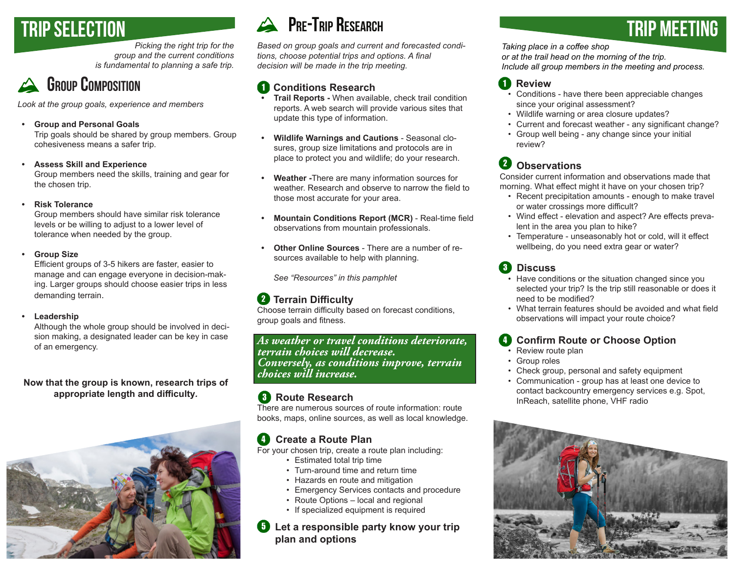# TRIP SELECTION

*Picking the right trip for the group and the current conditions is fundamental to planning a safe trip.*

## Group Composition

*Look at the group goals, experience and members*

- **Group and Personal Goals**
  Trip goals should be shared by group members. Group cohesiveness means a safer trip.
- **Assess Skill and Experience**
  Group members need the skills, training and gear for the chosen trip.
- **Risk Tolerance**
  Group members should have similar risk tolerance levels or be willing to adjust to a lower level of tolerance when needed by the group.
- **Group Size**
  Efficient groups of 3-5 hikers are faster, easier to manage and can engage everyone in decision-making. Larger groups should choose easier trips in less demanding terrain.
- **Leadership**
  Although the whole group should be involved in decision making, a designated leader can be key in case of an emergency.

**Now that the group is known, research trips of appropriate length and difficulty.**

## Pre-Trip Research

*Based on group goals and current and forecasted conditions, choose potential trips and options. A final decision will be made in the trip meeting.*

### 1 Conditions Research

- **Trail Reports -** When available, check trail condition reports. A web search will provide various sites that update this type of information.
- **Wildlife Warnings and Cautions** - Seasonal closures, group size limitations and protocols are in place to protect you and wildlife; do your research.
- **Weather -**There are many information sources for weather. Research and observe to narrow the field to those most accurate for your area.
- **Mountain Conditions Report (MCR)** - Real-time field observations from mountain professionals.
- **Other Online Sources** - There are a number of resources available to help with planning.

  *See "Resources" in this pamphlet*

### 2 Terrain Difficulty

Choose terrain difficulty based on forecast conditions, group goals and fitness.

*As weather or travel conditions deteriorate, terrain choices will decrease. Conversely, as conditions improve, terrain choices will increase.*

### 3 Route Research

There are numerous sources of route information: route books, maps, online sources, as well as local knowledge.

### 4 Create a Route Plan

For your chosen trip, create a route plan including:

- Estimated total trip time
- Turn-around time and return time
- Hazards en route and mitigation
- Emergency Services contacts and procedure
- Route Options – local and regional
- If specialized equipment is required

### 5 Let a responsible party know your trip plan and options

# TRIP MEETING

*Taking place in a coffee shop or at the trail head on the morning of the trip. Include all group members in the meeting and process.*

### 1 Review

- Conditions - have there been appreciable changes since your original assessment?
- Wildlife warning or area closure updates?
- Current and forecast weather - any significant change?
- Group well being - any change since your initial review?

### 2 Observations

Consider current information and observations made that morning. What effect might it have on your chosen trip?

- Recent precipitation amounts - enough to make travel or water crossings more difficult?
- Wind effect - elevation and aspect? Are effects prevalent in the area you plan to hike?
- Temperature - unseasonably hot or cold, will it effect wellbeing, do you need extra gear or water?

### 3 Discuss

- Have conditions or the situation changed since you selected your trip? Is the trip still reasonable or does it need to be modified?
- What terrain features should be avoided and what field observations will impact your route choice?

### 4 Confirm Route or Choose Option

- Review route plan
- Group roles
- Check group, personal and safety equipment
- Communication - group has at least one device to contact backcountry emergency services e.g. Spot, InReach, satellite phone, VHF radio